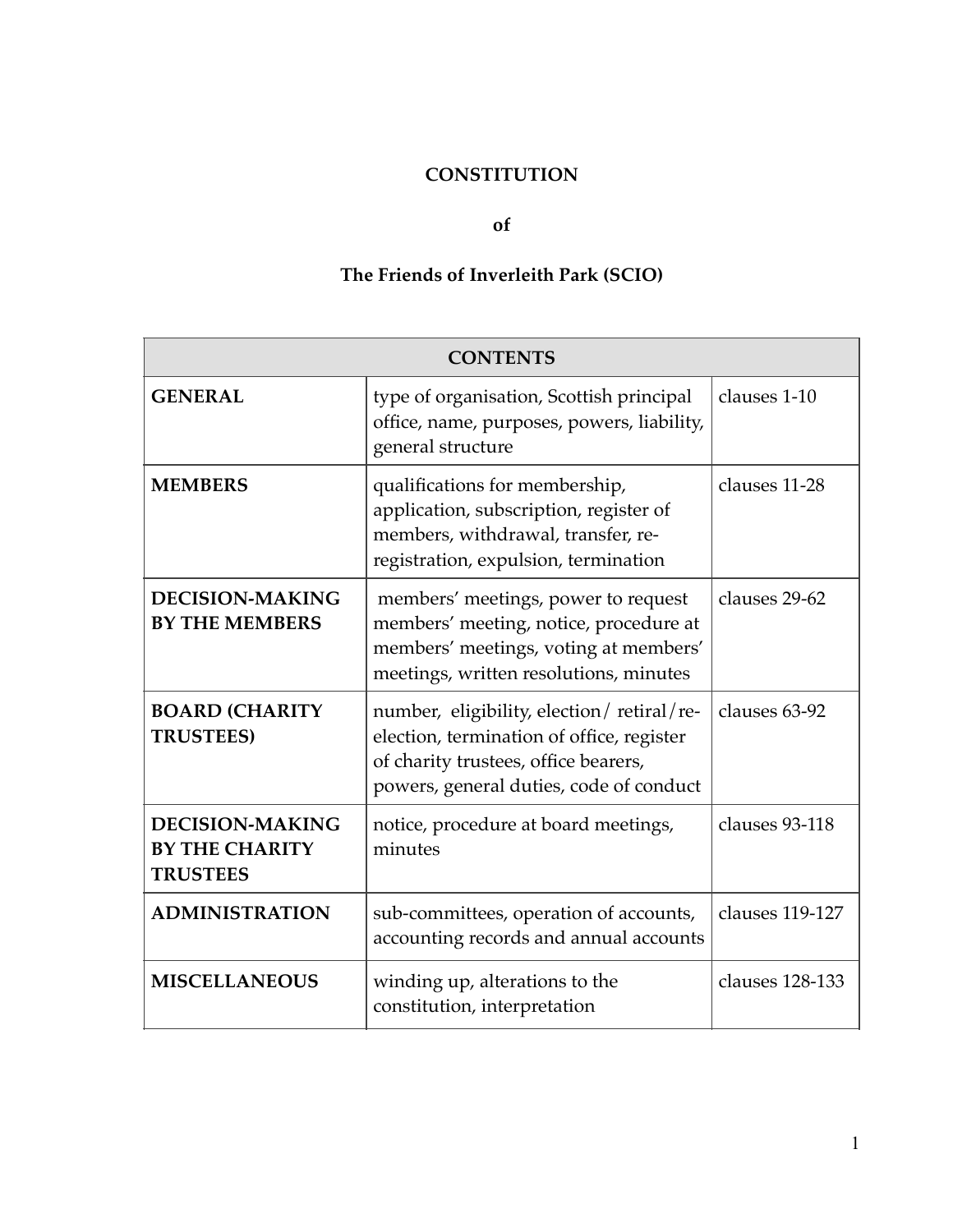# CONSTITUTION

## of

## The Friends of Inverleith Park (SCIO)

| CONTENTS | | |
|---|---|---|
| **GENERAL** | type of organisation, Scottish principal office, name, purposes, powers, liability, general structure | clauses 1-10 |
| **MEMBERS** | qualifications for membership, application, subscription, register of members, withdrawal, transfer, re-registration, expulsion, termination | clauses 11-28 |
| **DECISION-MAKING BY THE MEMBERS** | members' meetings, power to request members' meeting, notice, procedure at members' meetings, voting at members' meetings, written resolutions, minutes | clauses 29-62 |
| **BOARD (CHARITY TRUSTEES)** | number, eligibility, election/ retiral/re-election, termination of office, register of charity trustees, office bearers, powers, general duties, code of conduct | clauses 63-92 |
| **DECISION-MAKING BY THE CHARITY TRUSTEES** | notice, procedure at board meetings, minutes | clauses 93-118 |
| **ADMINISTRATION** | sub-committees, operation of accounts, accounting records and annual accounts | clauses 119-127 |
| **MISCELLANEOUS** | winding up, alterations to the constitution, interpretation | clauses 128-133 |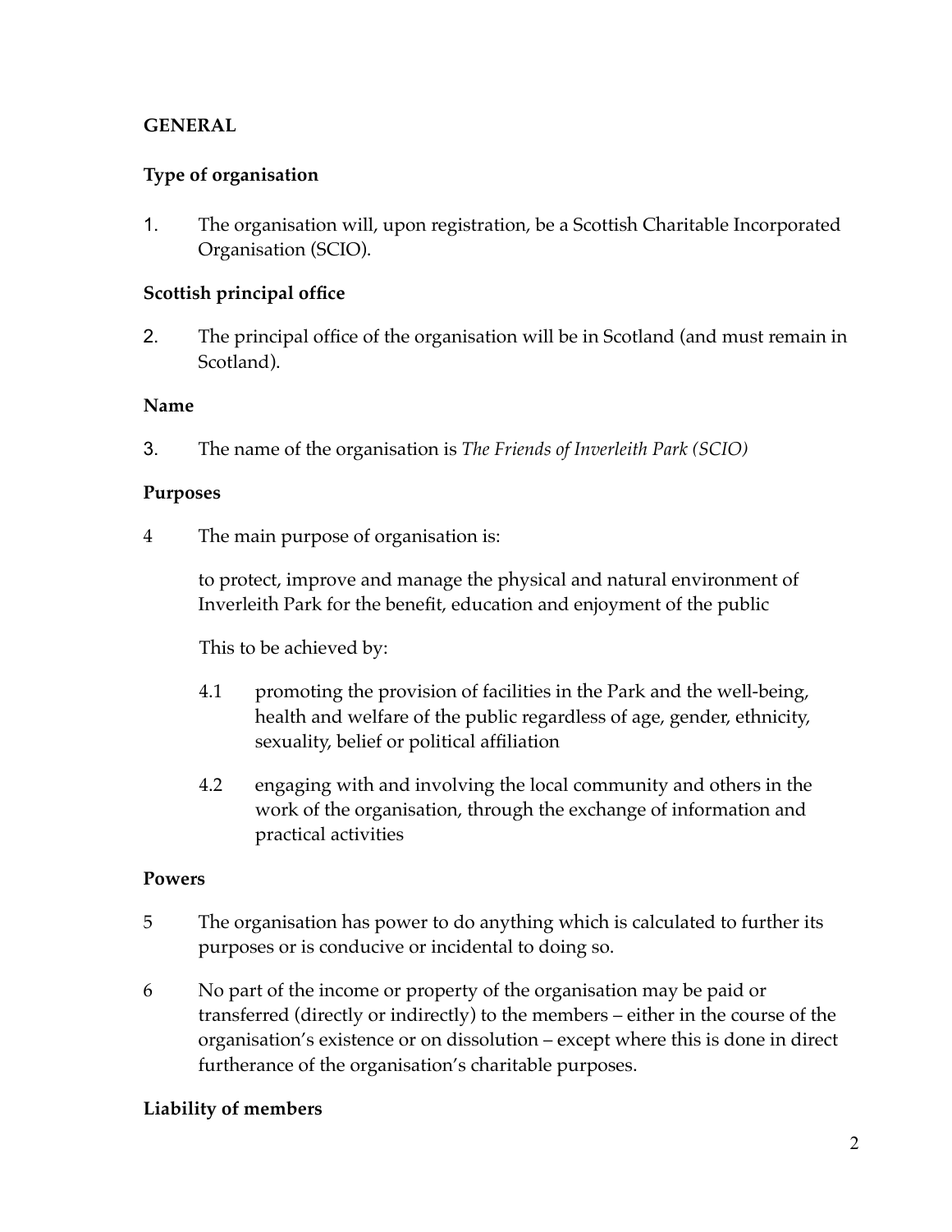## GENERAL

### Type of organisation

1. The organisation will, upon registration, be a Scottish Charitable Incorporated Organisation (SCIO).

### Scottish principal office

2. The principal office of the organisation will be in Scotland (and must remain in Scotland).

### Name

3. The name of the organisation is *The Friends of Inverleith Park (SCIO)*

### Purposes

4 The main purpose of organisation is:

to protect, improve and manage the physical and natural environment of Inverleith Park for the benefit, education and enjoyment of the public

This to be achieved by:

4.1 promoting the provision of facilities in the Park and the well-being, health and welfare of the public regardless of age, gender, ethnicity, sexuality, belief or political affiliation

4.2 engaging with and involving the local community and others in the work of the organisation, through the exchange of information and practical activities

### Powers

5 The organisation has power to do anything which is calculated to further its purposes or is conducive or incidental to doing so.

6 No part of the income or property of the organisation may be paid or transferred (directly or indirectly) to the members – either in the course of the organisation's existence or on dissolution – except where this is done in direct furtherance of the organisation's charitable purposes.

### Liability of members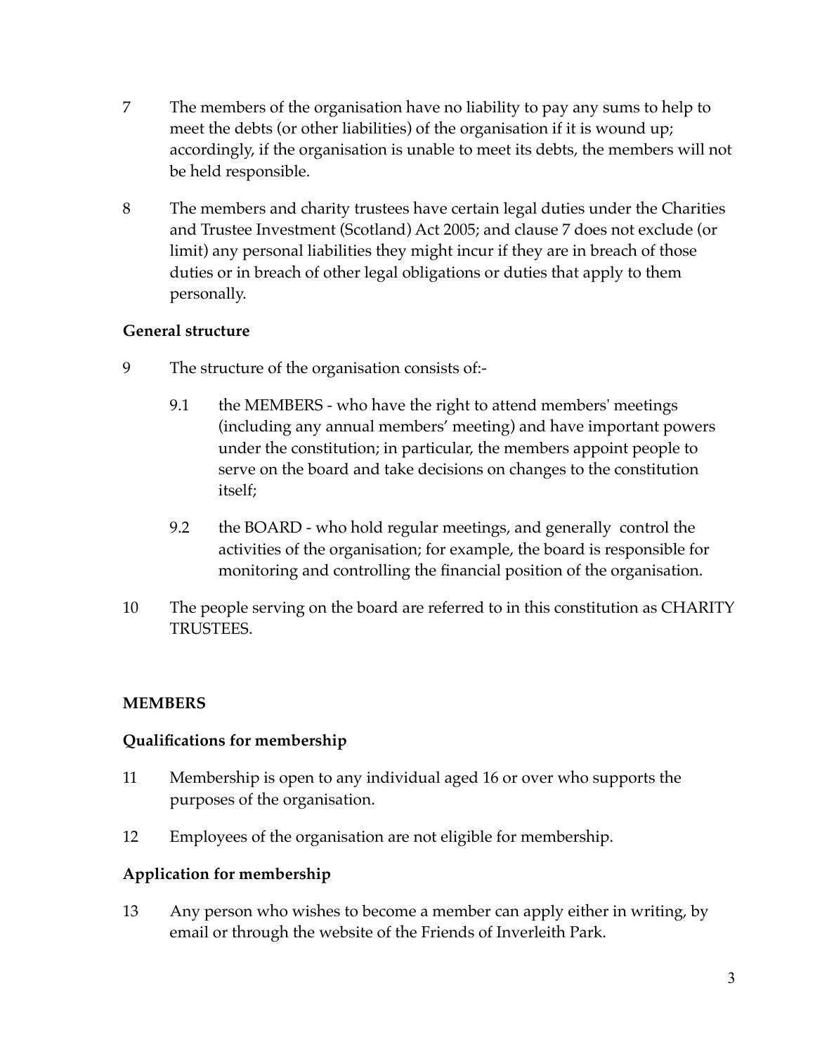7 The members of the organisation have no liability to pay any sums to help to meet the debts (or other liabilities) of the organisation if it is wound up; accordingly, if the organisation is unable to meet its debts, the members will not be held responsible.

8 The members and charity trustees have certain legal duties under the Charities and Trustee Investment (Scotland) Act 2005; and clause 7 does not exclude (or limit) any personal liabilities they might incur if they are in breach of those duties or in breach of other legal obligations or duties that apply to them personally.

**General structure**

9 The structure of the organisation consists of:-

9.1 the MEMBERS - who have the right to attend members' meetings (including any annual members' meeting) and have important powers under the constitution; in particular, the members appoint people to serve on the board and take decisions on changes to the constitution itself;

9.2 the BOARD - who hold regular meetings, and generally control the activities of the organisation; for example, the board is responsible for monitoring and controlling the financial position of the organisation.

10 The people serving on the board are referred to in this constitution as CHARITY TRUSTEES.

**MEMBERS**

**Qualifications for membership**

11 Membership is open to any individual aged 16 or over who supports the purposes of the organisation.

12 Employees of the organisation are not eligible for membership.

**Application for membership**

13 Any person who wishes to become a member can apply either in writing, by email or through the website of the Friends of Inverleith Park.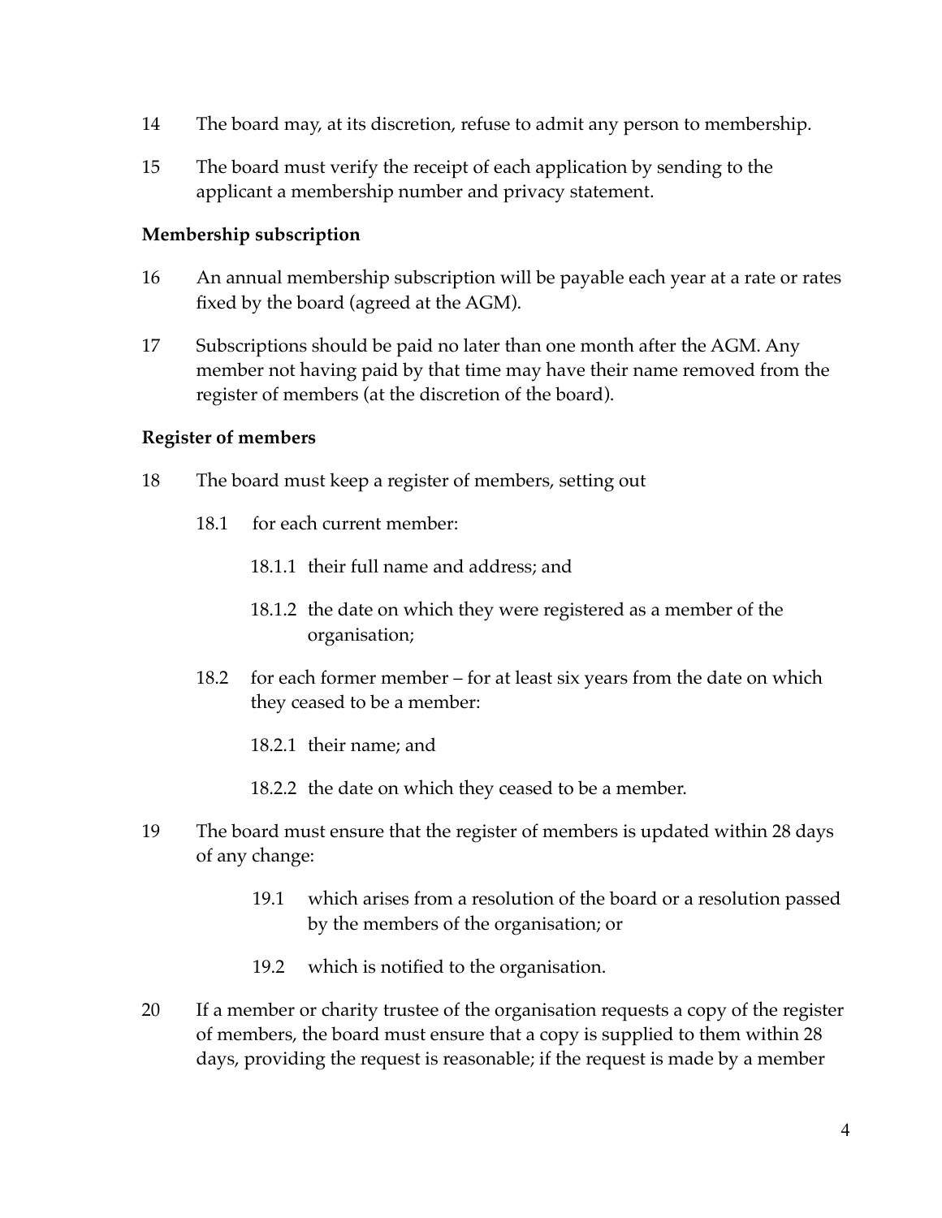14 The board may, at its discretion, refuse to admit any person to membership.

15 The board must verify the receipt of each application by sending to the applicant a membership number and privacy statement.

**Membership subscription**

16 An annual membership subscription will be payable each year at a rate or rates fixed by the board (agreed at the AGM).

17 Subscriptions should be paid no later than one month after the AGM. Any member not having paid by that time may have their name removed from the register of members (at the discretion of the board).

**Register of members**

18 The board must keep a register of members, setting out

18.1 for each current member:

18.1.1 their full name and address; and

18.1.2 the date on which they were registered as a member of the organisation;

18.2 for each former member – for at least six years from the date on which they ceased to be a member:

18.2.1 their name; and

18.2.2 the date on which they ceased to be a member.

19 The board must ensure that the register of members is updated within 28 days of any change:

19.1 which arises from a resolution of the board or a resolution passed by the members of the organisation; or

19.2 which is notified to the organisation.

20 If a member or charity trustee of the organisation requests a copy of the register of members, the board must ensure that a copy is supplied to them within 28 days, providing the request is reasonable; if the request is made by a member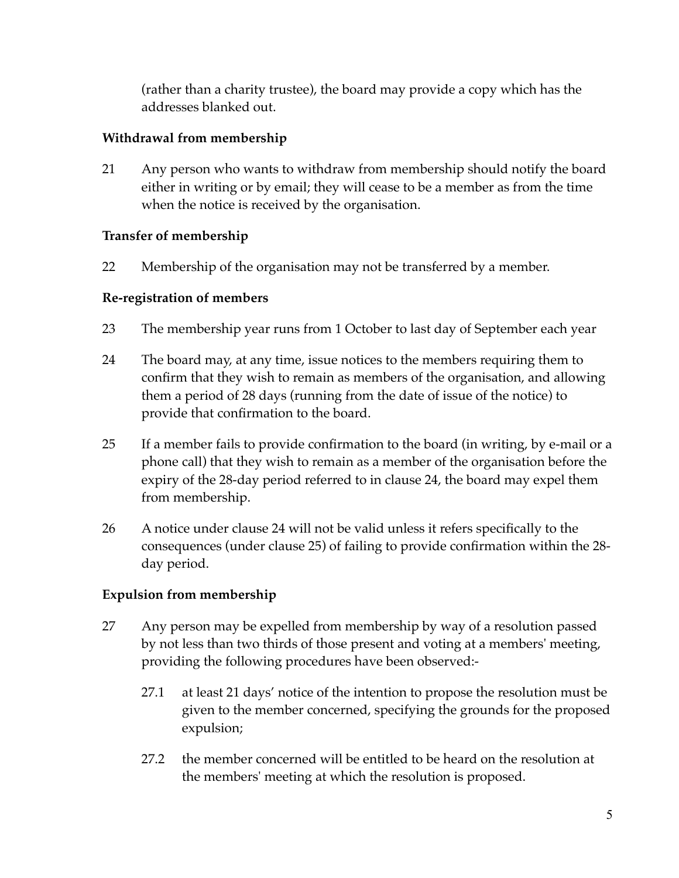(rather than a charity trustee), the board may provide a copy which has the addresses blanked out.

**Withdrawal from membership**

21 Any person who wants to withdraw from membership should notify the board either in writing or by email; they will cease to be a member as from the time when the notice is received by the organisation.

**Transfer of membership**

22 Membership of the organisation may not be transferred by a member.

**Re-registration of members**

23 The membership year runs from 1 October to last day of September each year

24 The board may, at any time, issue notices to the members requiring them to confirm that they wish to remain as members of the organisation, and allowing them a period of 28 days (running from the date of issue of the notice) to provide that confirmation to the board.

25 If a member fails to provide confirmation to the board (in writing, by e-mail or a phone call) that they wish to remain as a member of the organisation before the expiry of the 28-day period referred to in clause 24, the board may expel them from membership.

26 A notice under clause 24 will not be valid unless it refers specifically to the consequences (under clause 25) of failing to provide confirmation within the 28-day period.

**Expulsion from membership**

27 Any person may be expelled from membership by way of a resolution passed by not less than two thirds of those present and voting at a members' meeting, providing the following procedures have been observed:-

27.1 at least 21 days' notice of the intention to propose the resolution must be given to the member concerned, specifying the grounds for the proposed expulsion;

27.2 the member concerned will be entitled to be heard on the resolution at the members' meeting at which the resolution is proposed.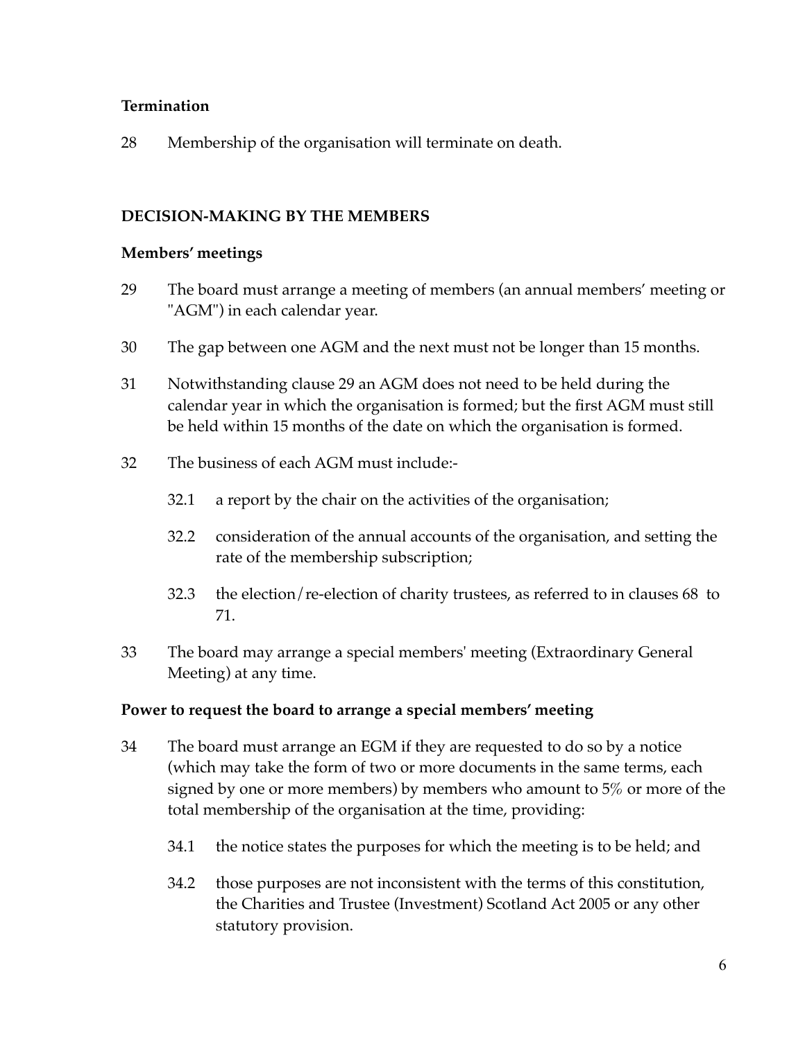**Termination**

28 Membership of the organisation will terminate on death.

**DECISION-MAKING BY THE MEMBERS**

**Members' meetings**

29 The board must arrange a meeting of members (an annual members' meeting or "AGM") in each calendar year.

30 The gap between one AGM and the next must not be longer than 15 months.

31 Notwithstanding clause 29 an AGM does not need to be held during the calendar year in which the organisation is formed; but the first AGM must still be held within 15 months of the date on which the organisation is formed.

32 The business of each AGM must include:-

32.1 a report by the chair on the activities of the organisation;

32.2 consideration of the annual accounts of the organisation, and setting the rate of the membership subscription;

32.3 the election/re-election of charity trustees, as referred to in clauses 68 to 71.

33 The board may arrange a special members' meeting (Extraordinary General Meeting) at any time.

**Power to request the board to arrange a special members' meeting**

34 The board must arrange an EGM if they are requested to do so by a notice (which may take the form of two or more documents in the same terms, each signed by one or more members) by members who amount to 5% or more of the total membership of the organisation at the time, providing:

34.1 the notice states the purposes for which the meeting is to be held; and

34.2 those purposes are not inconsistent with the terms of this constitution, the Charities and Trustee (Investment) Scotland Act 2005 or any other statutory provision.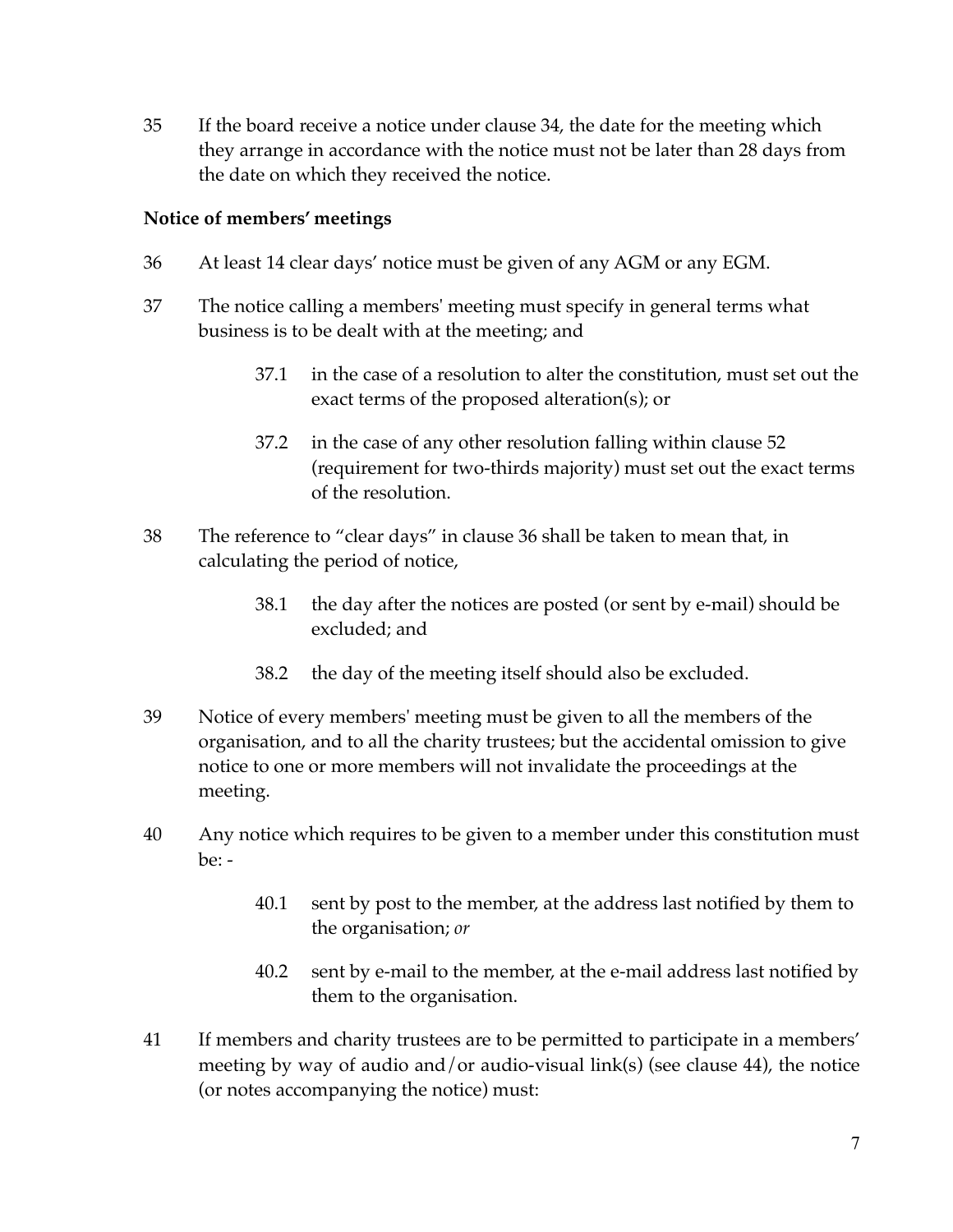35 If the board receive a notice under clause 34, the date for the meeting which they arrange in accordance with the notice must not be later than 28 days from the date on which they received the notice.

**Notice of members' meetings**

36 At least 14 clear days' notice must be given of any AGM or any EGM.

37 The notice calling a members' meeting must specify in general terms what business is to be dealt with at the meeting; and

> 37.1 in the case of a resolution to alter the constitution, must set out the exact terms of the proposed alteration(s); or
>
> 37.2 in the case of any other resolution falling within clause 52 (requirement for two-thirds majority) must set out the exact terms of the resolution.

38 The reference to "clear days" in clause 36 shall be taken to mean that, in calculating the period of notice,

> 38.1 the day after the notices are posted (or sent by e-mail) should be excluded; and
>
> 38.2 the day of the meeting itself should also be excluded.

39 Notice of every members' meeting must be given to all the members of the organisation, and to all the charity trustees; but the accidental omission to give notice to one or more members will not invalidate the proceedings at the meeting.

40 Any notice which requires to be given to a member under this constitution must be: -

> 40.1 sent by post to the member, at the address last notified by them to the organisation; *or*
>
> 40.2 sent by e-mail to the member, at the e-mail address last notified by them to the organisation.

41 If members and charity trustees are to be permitted to participate in a members' meeting by way of audio and/or audio-visual link(s) (see clause 44), the notice (or notes accompanying the notice) must: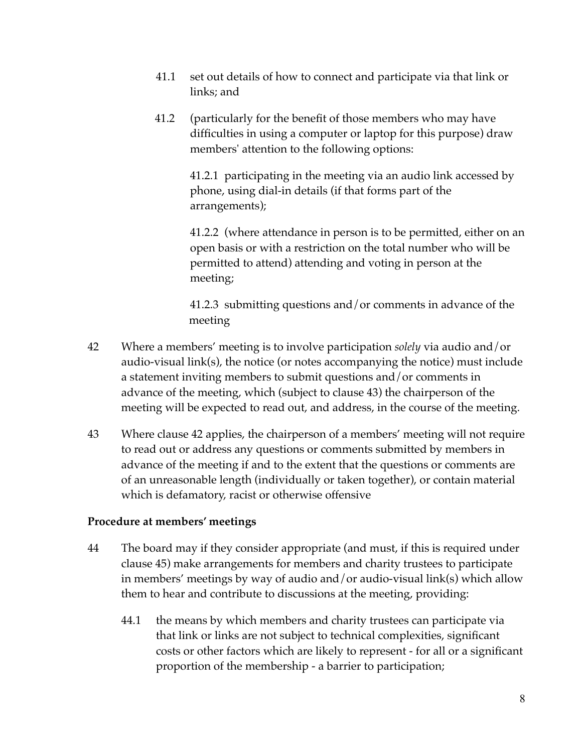41.1 set out details of how to connect and participate via that link or links; and

41.2 (particularly for the benefit of those members who may have difficulties in using a computer or laptop for this purpose) draw members' attention to the following options:

41.2.1 participating in the meeting via an audio link accessed by phone, using dial-in details (if that forms part of the arrangements);

41.2.2 (where attendance in person is to be permitted, either on an open basis or with a restriction on the total number who will be permitted to attend) attending and voting in person at the meeting;

41.2.3 submitting questions and/or comments in advance of the meeting

42 Where a members' meeting is to involve participation *solely* via audio and/or audio-visual link(s), the notice (or notes accompanying the notice) must include a statement inviting members to submit questions and/or comments in advance of the meeting, which (subject to clause 43) the chairperson of the meeting will be expected to read out, and address, in the course of the meeting.

43 Where clause 42 applies, the chairperson of a members' meeting will not require to read out or address any questions or comments submitted by members in advance of the meeting if and to the extent that the questions or comments are of an unreasonable length (individually or taken together), or contain material which is defamatory, racist or otherwise offensive

**Procedure at members' meetings**

44 The board may if they consider appropriate (and must, if this is required under clause 45) make arrangements for members and charity trustees to participate in members' meetings by way of audio and/or audio-visual link(s) which allow them to hear and contribute to discussions at the meeting, providing:

44.1 the means by which members and charity trustees can participate via that link or links are not subject to technical complexities, significant costs or other factors which are likely to represent - for all or a significant proportion of the membership - a barrier to participation;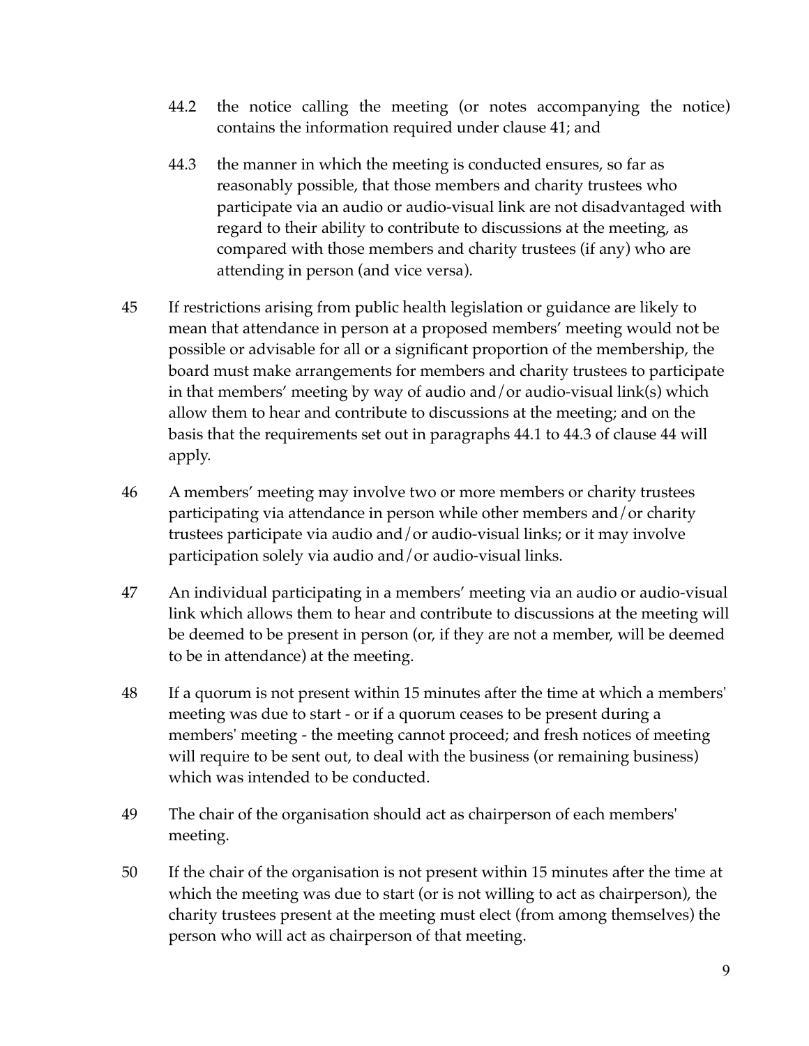44.2 the notice calling the meeting (or notes accompanying the notice) contains the information required under clause 41; and

44.3 the manner in which the meeting is conducted ensures, so far as reasonably possible, that those members and charity trustees who participate via an audio or audio-visual link are not disadvantaged with regard to their ability to contribute to discussions at the meeting, as compared with those members and charity trustees (if any) who are attending in person (and vice versa).

45 If restrictions arising from public health legislation or guidance are likely to mean that attendance in person at a proposed members' meeting would not be possible or advisable for all or a significant proportion of the membership, the board must make arrangements for members and charity trustees to participate in that members' meeting by way of audio and/or audio-visual link(s) which allow them to hear and contribute to discussions at the meeting; and on the basis that the requirements set out in paragraphs 44.1 to 44.3 of clause 44 will apply.

46 A members' meeting may involve two or more members or charity trustees participating via attendance in person while other members and/or charity trustees participate via audio and/or audio-visual links; or it may involve participation solely via audio and/or audio-visual links.

47 An individual participating in a members' meeting via an audio or audio-visual link which allows them to hear and contribute to discussions at the meeting will be deemed to be present in person (or, if they are not a member, will be deemed to be in attendance) at the meeting.

48 If a quorum is not present within 15 minutes after the time at which a members' meeting was due to start - or if a quorum ceases to be present during a members' meeting - the meeting cannot proceed; and fresh notices of meeting will require to be sent out, to deal with the business (or remaining business) which was intended to be conducted.

49 The chair of the organisation should act as chairperson of each members' meeting.

50 If the chair of the organisation is not present within 15 minutes after the time at which the meeting was due to start (or is not willing to act as chairperson), the charity trustees present at the meeting must elect (from among themselves) the person who will act as chairperson of that meeting.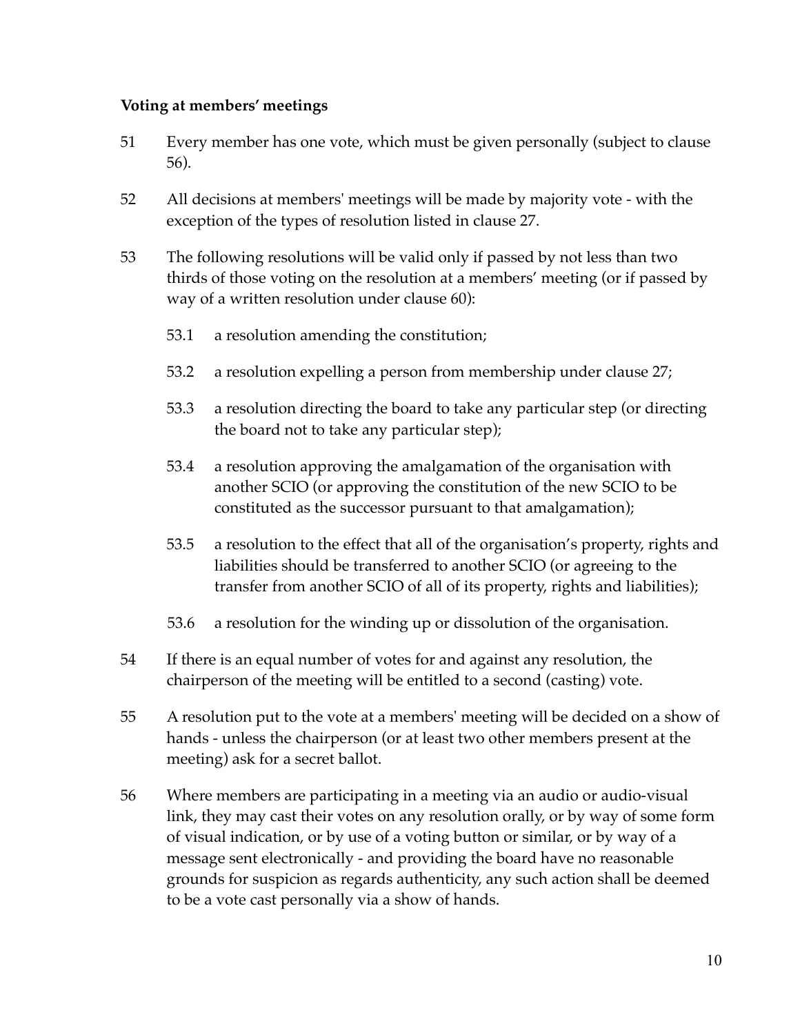**Voting at members' meetings**

51 Every member has one vote, which must be given personally (subject to clause 56).

52 All decisions at members' meetings will be made by majority vote - with the exception of the types of resolution listed in clause 27.

53 The following resolutions will be valid only if passed by not less than two thirds of those voting on the resolution at a members' meeting (or if passed by way of a written resolution under clause 60):

   53.1 a resolution amending the constitution;

   53.2 a resolution expelling a person from membership under clause 27;

   53.3 a resolution directing the board to take any particular step (or directing the board not to take any particular step);

   53.4 a resolution approving the amalgamation of the organisation with another SCIO (or approving the constitution of the new SCIO to be constituted as the successor pursuant to that amalgamation);

   53.5 a resolution to the effect that all of the organisation's property, rights and liabilities should be transferred to another SCIO (or agreeing to the transfer from another SCIO of all of its property, rights and liabilities);

   53.6 a resolution for the winding up or dissolution of the organisation.

54 If there is an equal number of votes for and against any resolution, the chairperson of the meeting will be entitled to a second (casting) vote.

55 A resolution put to the vote at a members' meeting will be decided on a show of hands - unless the chairperson (or at least two other members present at the meeting) ask for a secret ballot.

56 Where members are participating in a meeting via an audio or audio-visual link, they may cast their votes on any resolution orally, or by way of some form of visual indication, or by use of a voting button or similar, or by way of a message sent electronically - and providing the board have no reasonable grounds for suspicion as regards authenticity, any such action shall be deemed to be a vote cast personally via a show of hands.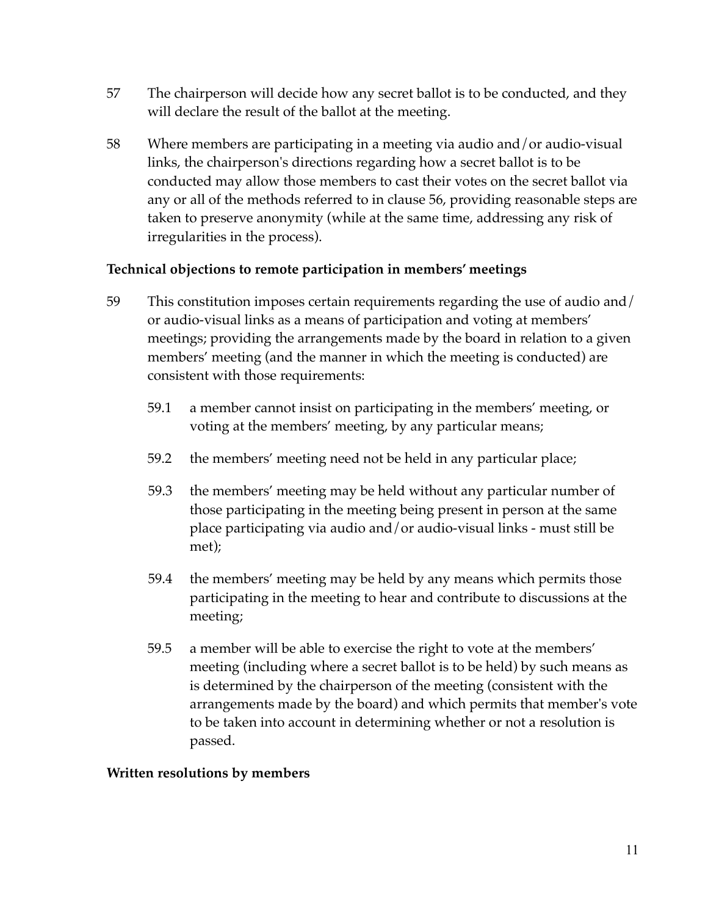57 The chairperson will decide how any secret ballot is to be conducted, and they will declare the result of the ballot at the meeting.

58 Where members are participating in a meeting via audio and/or audio-visual links, the chairperson's directions regarding how a secret ballot is to be conducted may allow those members to cast their votes on the secret ballot via any or all of the methods referred to in clause 56, providing reasonable steps are taken to preserve anonymity (while at the same time, addressing any risk of irregularities in the process).

**Technical objections to remote participation in members' meetings**

59 This constitution imposes certain requirements regarding the use of audio and/ or audio-visual links as a means of participation and voting at members' meetings; providing the arrangements made by the board in relation to a given members' meeting (and the manner in which the meeting is conducted) are consistent with those requirements:

59.1 a member cannot insist on participating in the members' meeting, or voting at the members' meeting, by any particular means;

59.2 the members' meeting need not be held in any particular place;

59.3 the members' meeting may be held without any particular number of those participating in the meeting being present in person at the same place participating via audio and/or audio-visual links - must still be met);

59.4 the members' meeting may be held by any means which permits those participating in the meeting to hear and contribute to discussions at the meeting;

59.5 a member will be able to exercise the right to vote at the members' meeting (including where a secret ballot is to be held) by such means as is determined by the chairperson of the meeting (consistent with the arrangements made by the board) and which permits that member's vote to be taken into account in determining whether or not a resolution is passed.

**Written resolutions by members**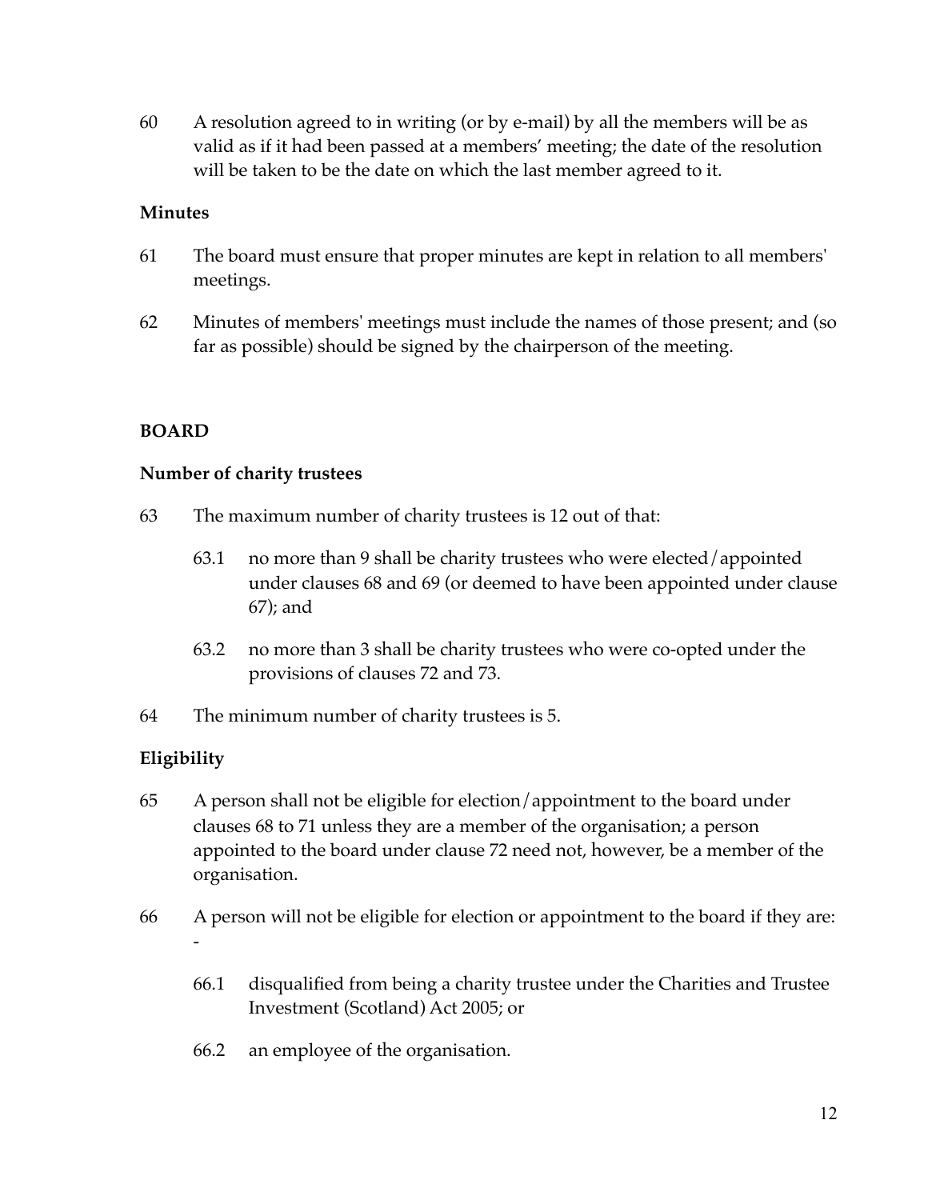60 A resolution agreed to in writing (or by e-mail) by all the members will be as valid as if it had been passed at a members' meeting; the date of the resolution will be taken to be the date on which the last member agreed to it.

**Minutes**

61 The board must ensure that proper minutes are kept in relation to all members' meetings.

62 Minutes of members' meetings must include the names of those present; and (so far as possible) should be signed by the chairperson of the meeting.

## BOARD

**Number of charity trustees**

63 The maximum number of charity trustees is 12 out of that:

63.1 no more than 9 shall be charity trustees who were elected/appointed under clauses 68 and 69 (or deemed to have been appointed under clause 67); and

63.2 no more than 3 shall be charity trustees who were co-opted under the provisions of clauses 72 and 73.

64 The minimum number of charity trustees is 5.

**Eligibility**

65 A person shall not be eligible for election/appointment to the board under clauses 68 to 71 unless they are a member of the organisation; a person appointed to the board under clause 72 need not, however, be a member of the organisation.

66 A person will not be eligible for election or appointment to the board if they are: -

66.1 disqualified from being a charity trustee under the Charities and Trustee Investment (Scotland) Act 2005; or

66.2 an employee of the organisation.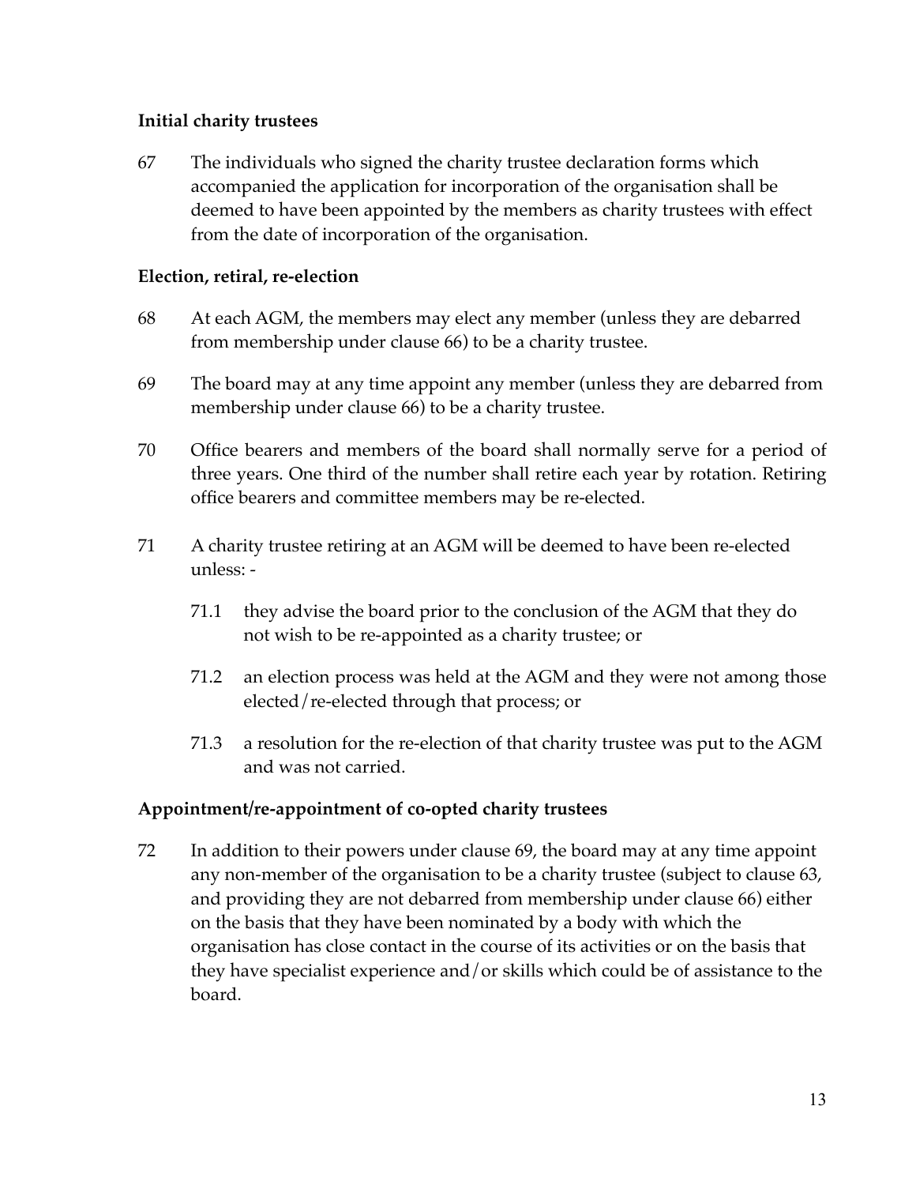**Initial charity trustees**

67 The individuals who signed the charity trustee declaration forms which accompanied the application for incorporation of the organisation shall be deemed to have been appointed by the members as charity trustees with effect from the date of incorporation of the organisation.

**Election, retiral, re-election**

68 At each AGM, the members may elect any member (unless they are debarred from membership under clause 66) to be a charity trustee.

69 The board may at any time appoint any member (unless they are debarred from membership under clause 66) to be a charity trustee.

70 Office bearers and members of the board shall normally serve for a period of three years. One third of the number shall retire each year by rotation. Retiring office bearers and committee members may be re-elected.

71 A charity trustee retiring at an AGM will be deemed to have been re-elected unless: -

71.1 they advise the board prior to the conclusion of the AGM that they do not wish to be re-appointed as a charity trustee; or

71.2 an election process was held at the AGM and they were not among those elected/re-elected through that process; or

71.3 a resolution for the re-election of that charity trustee was put to the AGM and was not carried.

**Appointment/re-appointment of co-opted charity trustees**

72 In addition to their powers under clause 69, the board may at any time appoint any non-member of the organisation to be a charity trustee (subject to clause 63, and providing they are not debarred from membership under clause 66) either on the basis that they have been nominated by a body with which the organisation has close contact in the course of its activities or on the basis that they have specialist experience and/or skills which could be of assistance to the board.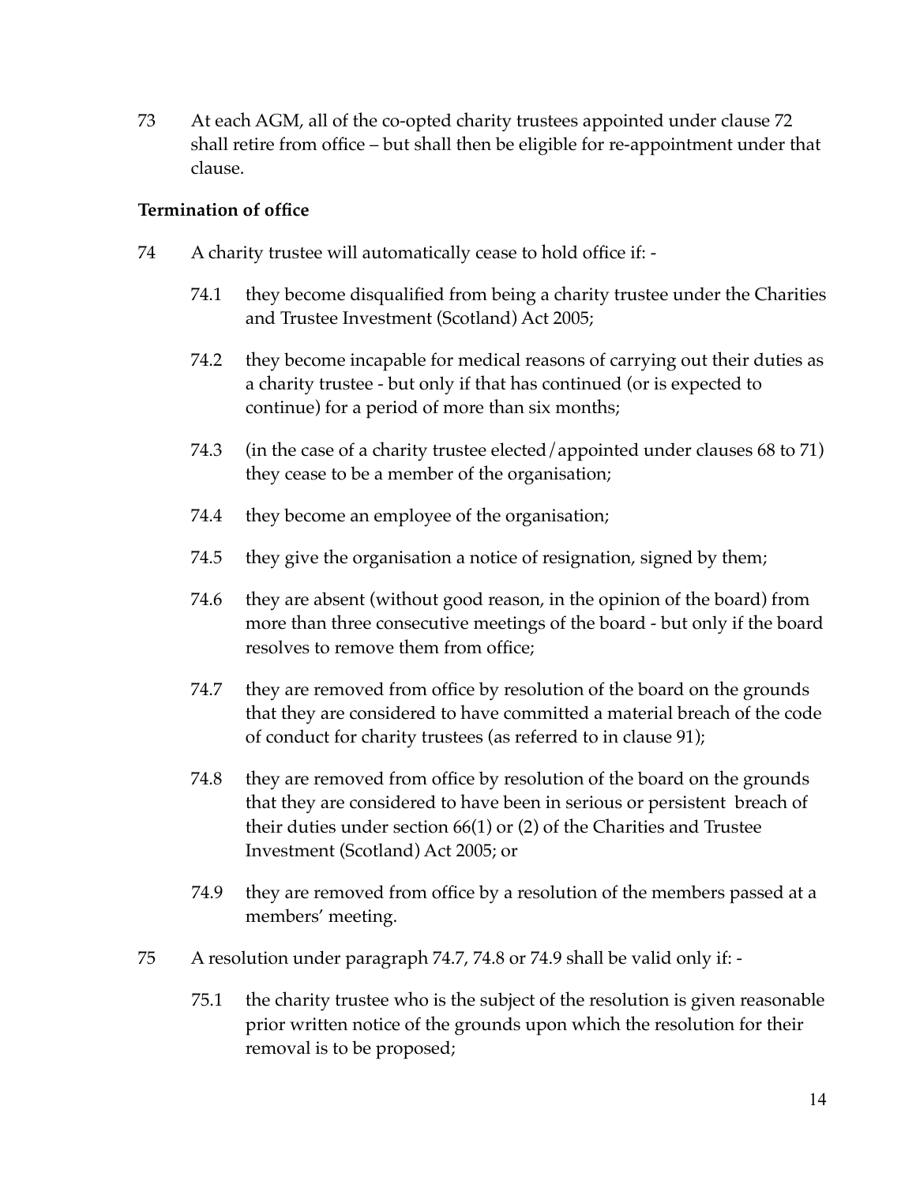73 At each AGM, all of the co-opted charity trustees appointed under clause 72 shall retire from office – but shall then be eligible for re-appointment under that clause.

**Termination of office**

74 A charity trustee will automatically cease to hold office if: -

74.1 they become disqualified from being a charity trustee under the Charities and Trustee Investment (Scotland) Act 2005;

74.2 they become incapable for medical reasons of carrying out their duties as a charity trustee - but only if that has continued (or is expected to continue) for a period of more than six months;

74.3 (in the case of a charity trustee elected/appointed under clauses 68 to 71) they cease to be a member of the organisation;

74.4 they become an employee of the organisation;

74.5 they give the organisation a notice of resignation, signed by them;

74.6 they are absent (without good reason, in the opinion of the board) from more than three consecutive meetings of the board - but only if the board resolves to remove them from office;

74.7 they are removed from office by resolution of the board on the grounds that they are considered to have committed a material breach of the code of conduct for charity trustees (as referred to in clause 91);

74.8 they are removed from office by resolution of the board on the grounds that they are considered to have been in serious or persistent breach of their duties under section 66(1) or (2) of the Charities and Trustee Investment (Scotland) Act 2005; or

74.9 they are removed from office by a resolution of the members passed at a members' meeting.

75 A resolution under paragraph 74.7, 74.8 or 74.9 shall be valid only if: -

75.1 the charity trustee who is the subject of the resolution is given reasonable prior written notice of the grounds upon which the resolution for their removal is to be proposed;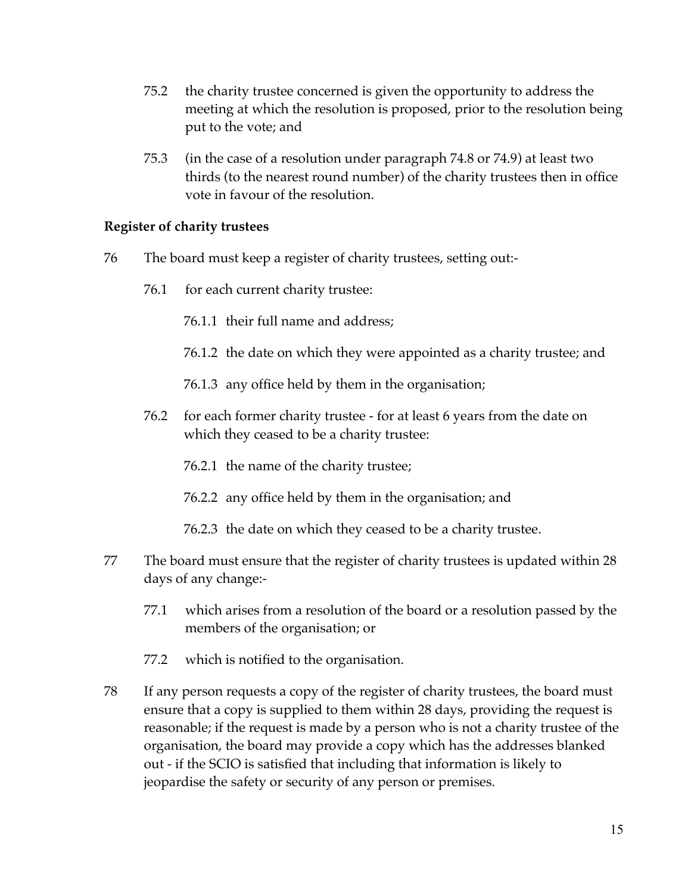75.2 the charity trustee concerned is given the opportunity to address the meeting at which the resolution is proposed, prior to the resolution being put to the vote; and

75.3 (in the case of a resolution under paragraph 74.8 or 74.9) at least two thirds (to the nearest round number) of the charity trustees then in office vote in favour of the resolution.

**Register of charity trustees**

76 The board must keep a register of charity trustees, setting out:-

76.1 for each current charity trustee:

76.1.1 their full name and address;

76.1.2 the date on which they were appointed as a charity trustee; and

76.1.3 any office held by them in the organisation;

76.2 for each former charity trustee - for at least 6 years from the date on which they ceased to be a charity trustee:

76.2.1 the name of the charity trustee;

76.2.2 any office held by them in the organisation; and

76.2.3 the date on which they ceased to be a charity trustee.

77 The board must ensure that the register of charity trustees is updated within 28 days of any change:-

77.1 which arises from a resolution of the board or a resolution passed by the members of the organisation; or

77.2 which is notified to the organisation.

78 If any person requests a copy of the register of charity trustees, the board must ensure that a copy is supplied to them within 28 days, providing the request is reasonable; if the request is made by a person who is not a charity trustee of the organisation, the board may provide a copy which has the addresses blanked out - if the SCIO is satisfied that including that information is likely to jeopardise the safety or security of any person or premises.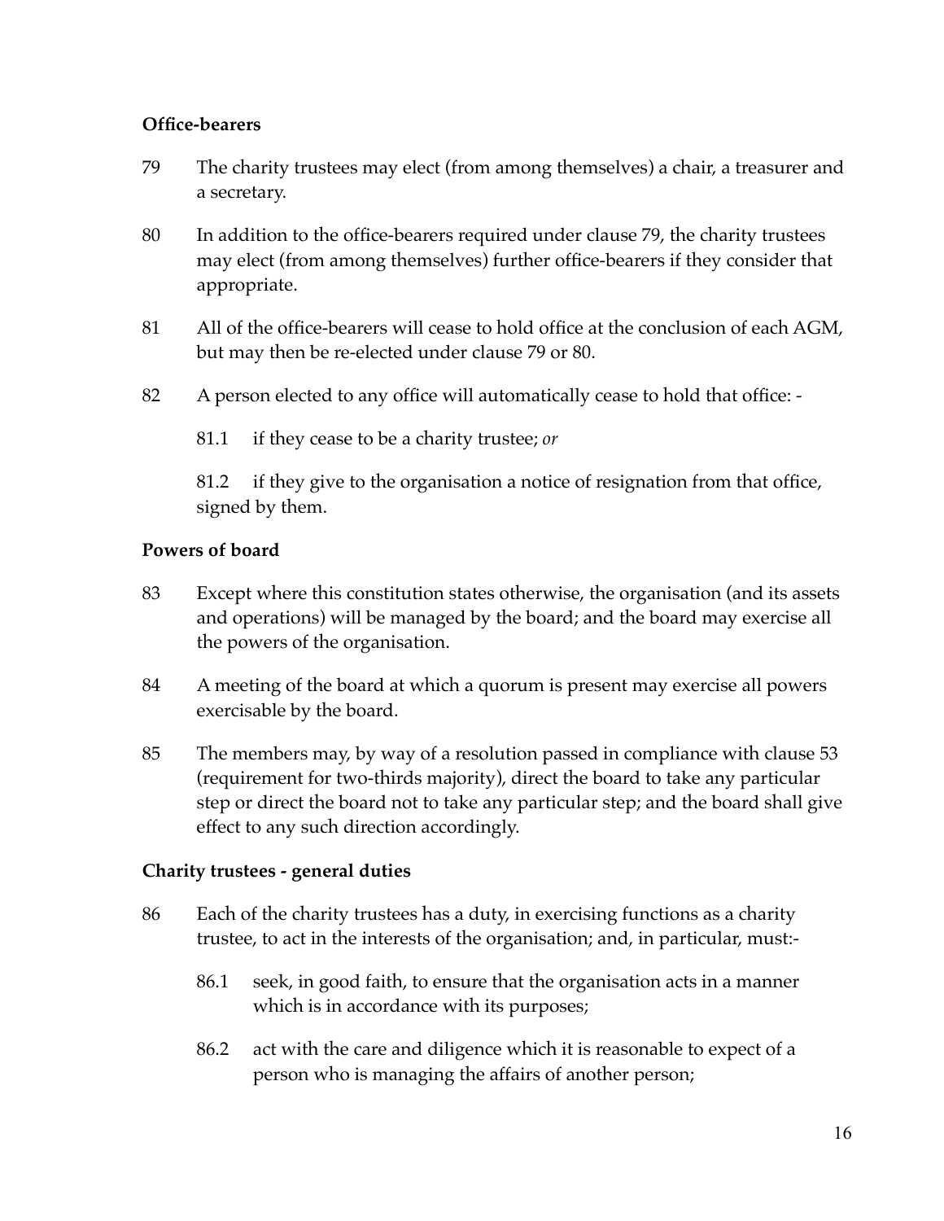**Office-bearers**

79 The charity trustees may elect (from among themselves) a chair, a treasurer and a secretary.

80 In addition to the office-bearers required under clause 79, the charity trustees may elect (from among themselves) further office-bearers if they consider that appropriate.

81 All of the office-bearers will cease to hold office at the conclusion of each AGM, but may then be re-elected under clause 79 or 80.

82 A person elected to any office will automatically cease to hold that office: -

81.1 if they cease to be a charity trustee; *or*

81.2 if they give to the organisation a notice of resignation from that office, signed by them.

**Powers of board**

83 Except where this constitution states otherwise, the organisation (and its assets and operations) will be managed by the board; and the board may exercise all the powers of the organisation.

84 A meeting of the board at which a quorum is present may exercise all powers exercisable by the board.

85 The members may, by way of a resolution passed in compliance with clause 53 (requirement for two-thirds majority), direct the board to take any particular step or direct the board not to take any particular step; and the board shall give effect to any such direction accordingly.

**Charity trustees - general duties**

86 Each of the charity trustees has a duty, in exercising functions as a charity trustee, to act in the interests of the organisation; and, in particular, must:-

86.1 seek, in good faith, to ensure that the organisation acts in a manner which is in accordance with its purposes;

86.2 act with the care and diligence which it is reasonable to expect of a person who is managing the affairs of another person;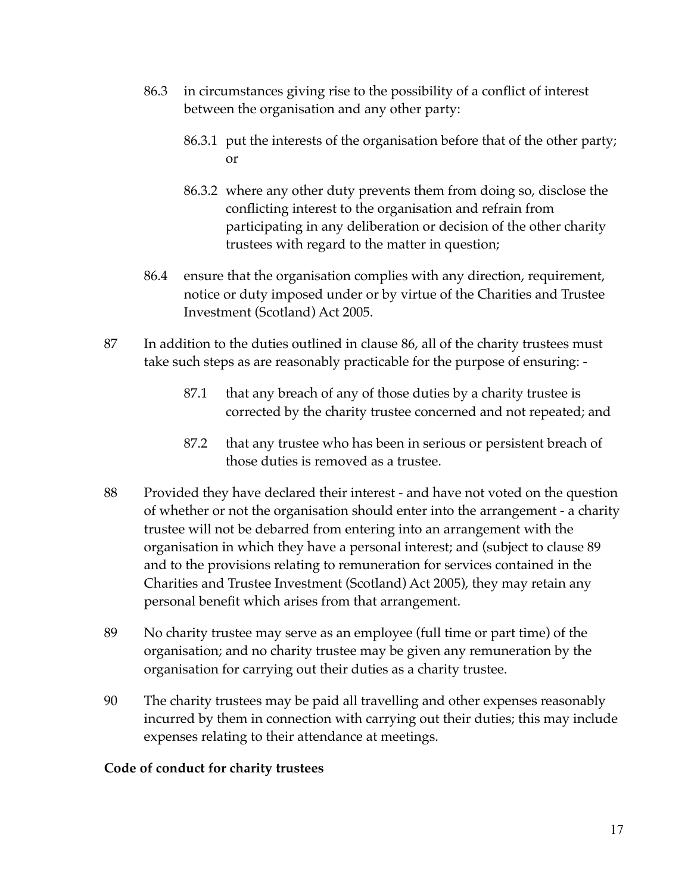86.3 in circumstances giving rise to the possibility of a conflict of interest between the organisation and any other party:

86.3.1 put the interests of the organisation before that of the other party; or

86.3.2 where any other duty prevents them from doing so, disclose the conflicting interest to the organisation and refrain from participating in any deliberation or decision of the other charity trustees with regard to the matter in question;

86.4 ensure that the organisation complies with any direction, requirement, notice or duty imposed under or by virtue of the Charities and Trustee Investment (Scotland) Act 2005.

87 In addition to the duties outlined in clause 86, all of the charity trustees must take such steps as are reasonably practicable for the purpose of ensuring: -

87.1 that any breach of any of those duties by a charity trustee is corrected by the charity trustee concerned and not repeated; and

87.2 that any trustee who has been in serious or persistent breach of those duties is removed as a trustee.

88 Provided they have declared their interest - and have not voted on the question of whether or not the organisation should enter into the arrangement - a charity trustee will not be debarred from entering into an arrangement with the organisation in which they have a personal interest; and (subject to clause 89 and to the provisions relating to remuneration for services contained in the Charities and Trustee Investment (Scotland) Act 2005), they may retain any personal benefit which arises from that arrangement.

89 No charity trustee may serve as an employee (full time or part time) of the organisation; and no charity trustee may be given any remuneration by the organisation for carrying out their duties as a charity trustee.

90 The charity trustees may be paid all travelling and other expenses reasonably incurred by them in connection with carrying out their duties; this may include expenses relating to their attendance at meetings.

**Code of conduct for charity trustees**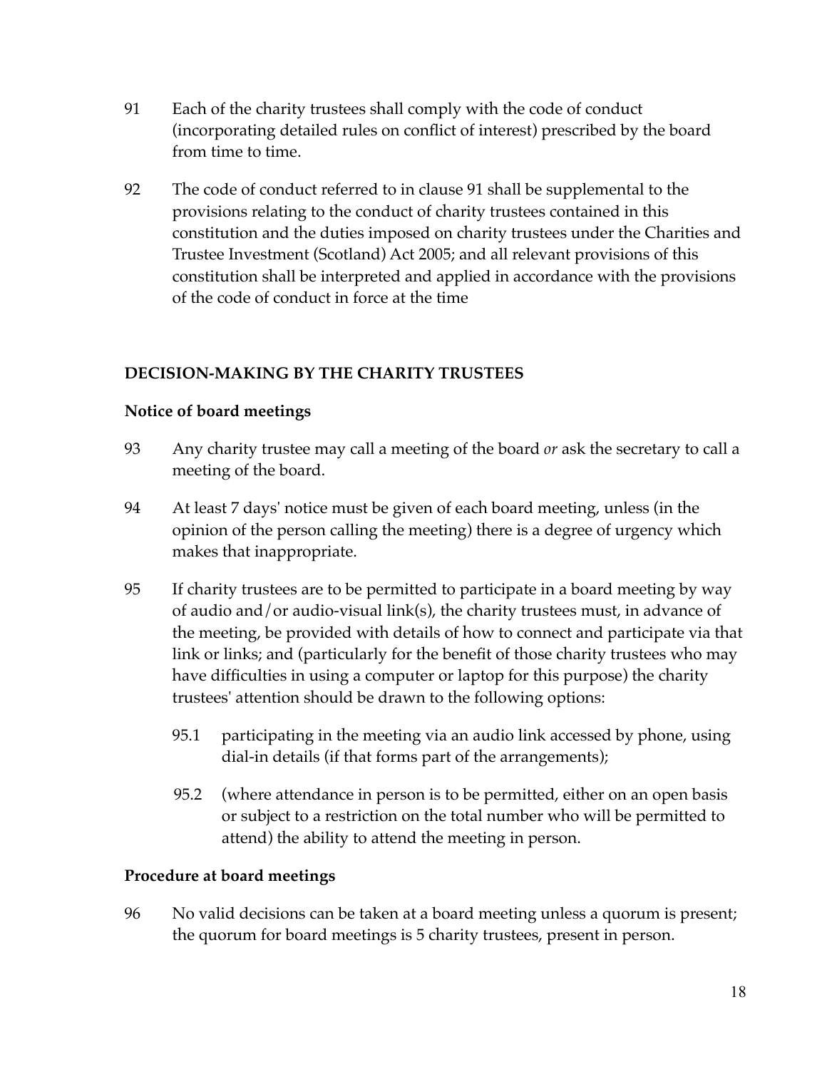91 Each of the charity trustees shall comply with the code of conduct (incorporating detailed rules on conflict of interest) prescribed by the board from time to time.

92 The code of conduct referred to in clause 91 shall be supplemental to the provisions relating to the conduct of charity trustees contained in this constitution and the duties imposed on charity trustees under the Charities and Trustee Investment (Scotland) Act 2005; and all relevant provisions of this constitution shall be interpreted and applied in accordance with the provisions of the code of conduct in force at the time

## DECISION-MAKING BY THE CHARITY TRUSTEES

### Notice of board meetings

93 Any charity trustee may call a meeting of the board *or* ask the secretary to call a meeting of the board.

94 At least 7 days' notice must be given of each board meeting, unless (in the opinion of the person calling the meeting) there is a degree of urgency which makes that inappropriate.

95 If charity trustees are to be permitted to participate in a board meeting by way of audio and/or audio-visual link(s), the charity trustees must, in advance of the meeting, be provided with details of how to connect and participate via that link or links; and (particularly for the benefit of those charity trustees who may have difficulties in using a computer or laptop for this purpose) the charity trustees' attention should be drawn to the following options:

95.1 participating in the meeting via an audio link accessed by phone, using dial-in details (if that forms part of the arrangements);

95.2 (where attendance in person is to be permitted, either on an open basis or subject to a restriction on the total number who will be permitted to attend) the ability to attend the meeting in person.

### Procedure at board meetings

96 No valid decisions can be taken at a board meeting unless a quorum is present; the quorum for board meetings is 5 charity trustees, present in person.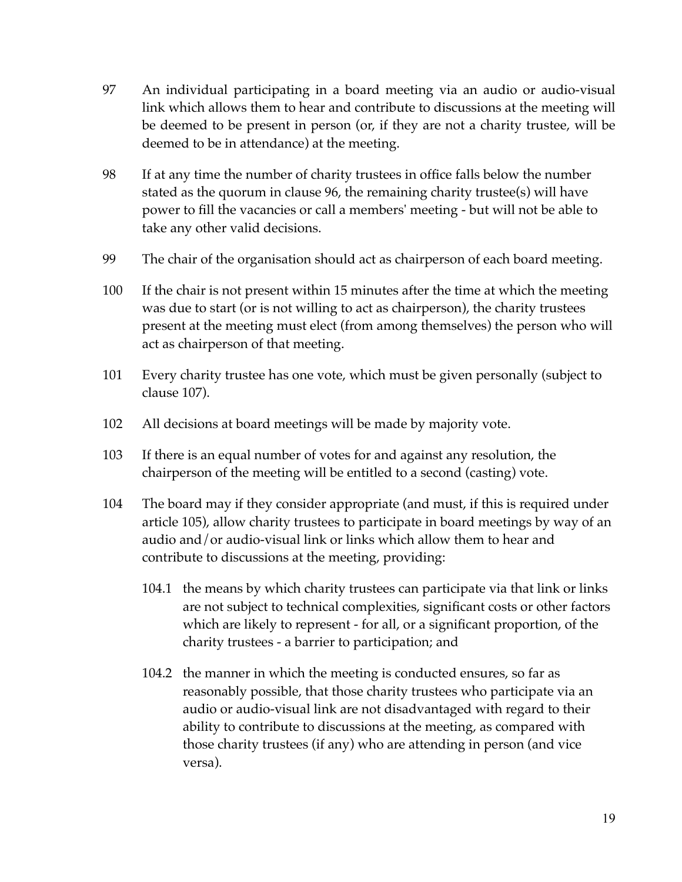97 An individual participating in a board meeting via an audio or audio-visual link which allows them to hear and contribute to discussions at the meeting will be deemed to be present in person (or, if they are not a charity trustee, will be deemed to be in attendance) at the meeting.

98 If at any time the number of charity trustees in office falls below the number stated as the quorum in clause 96, the remaining charity trustee(s) will have power to fill the vacancies or call a members' meeting - but will not be able to take any other valid decisions.

99 The chair of the organisation should act as chairperson of each board meeting.

100 If the chair is not present within 15 minutes after the time at which the meeting was due to start (or is not willing to act as chairperson), the charity trustees present at the meeting must elect (from among themselves) the person who will act as chairperson of that meeting.

101 Every charity trustee has one vote, which must be given personally (subject to clause 107).

102 All decisions at board meetings will be made by majority vote.

103 If there is an equal number of votes for and against any resolution, the chairperson of the meeting will be entitled to a second (casting) vote.

104 The board may if they consider appropriate (and must, if this is required under article 105), allow charity trustees to participate in board meetings by way of an audio and/or audio-visual link or links which allow them to hear and contribute to discussions at the meeting, providing:

104.1 the means by which charity trustees can participate via that link or links are not subject to technical complexities, significant costs or other factors which are likely to represent - for all, or a significant proportion, of the charity trustees - a barrier to participation; and

104.2 the manner in which the meeting is conducted ensures, so far as reasonably possible, that those charity trustees who participate via an audio or audio-visual link are not disadvantaged with regard to their ability to contribute to discussions at the meeting, as compared with those charity trustees (if any) who are attending in person (and vice versa).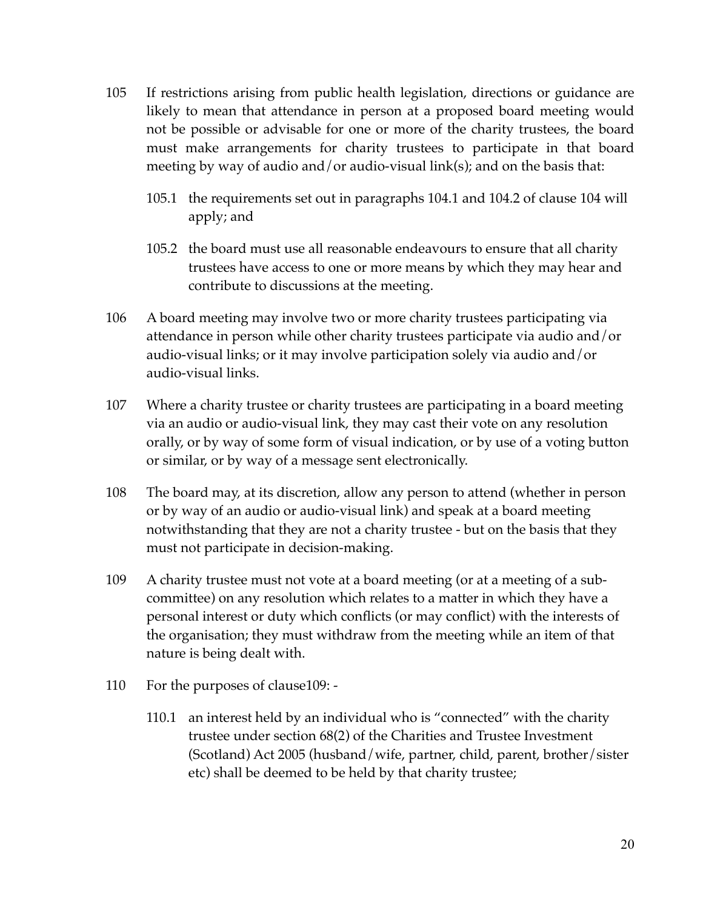105 If restrictions arising from public health legislation, directions or guidance are likely to mean that attendance in person at a proposed board meeting would not be possible or advisable for one or more of the charity trustees, the board must make arrangements for charity trustees to participate in that board meeting by way of audio and/or audio-visual link(s); and on the basis that:

  105.1 the requirements set out in paragraphs 104.1 and 104.2 of clause 104 will apply; and

  105.2 the board must use all reasonable endeavours to ensure that all charity trustees have access to one or more means by which they may hear and contribute to discussions at the meeting.

106 A board meeting may involve two or more charity trustees participating via attendance in person while other charity trustees participate via audio and/or audio-visual links; or it may involve participation solely via audio and/or audio-visual links.

107 Where a charity trustee or charity trustees are participating in a board meeting via an audio or audio-visual link, they may cast their vote on any resolution orally, or by way of some form of visual indication, or by use of a voting button or similar, or by way of a message sent electronically.

108 The board may, at its discretion, allow any person to attend (whether in person or by way of an audio or audio-visual link) and speak at a board meeting notwithstanding that they are not a charity trustee - but on the basis that they must not participate in decision-making.

109 A charity trustee must not vote at a board meeting (or at a meeting of a sub-committee) on any resolution which relates to a matter in which they have a personal interest or duty which conflicts (or may conflict) with the interests of the organisation; they must withdraw from the meeting while an item of that nature is being dealt with.

110 For the purposes of clause109: -

  110.1 an interest held by an individual who is "connected" with the charity trustee under section 68(2) of the Charities and Trustee Investment (Scotland) Act 2005 (husband/wife, partner, child, parent, brother/sister etc) shall be deemed to be held by that charity trustee;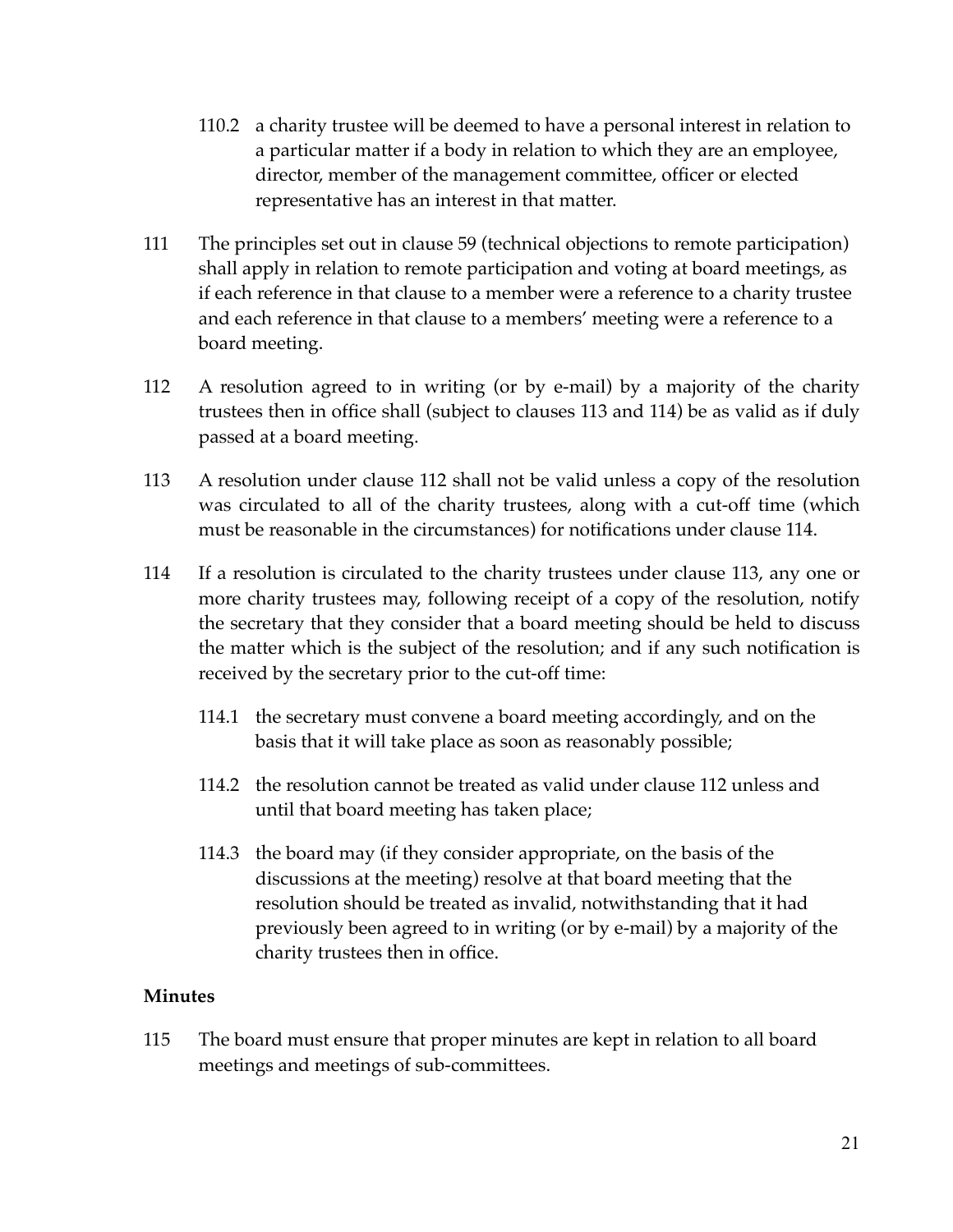110.2 a charity trustee will be deemed to have a personal interest in relation to a particular matter if a body in relation to which they are an employee, director, member of the management committee, officer or elected representative has an interest in that matter.

111 The principles set out in clause 59 (technical objections to remote participation) shall apply in relation to remote participation and voting at board meetings, as if each reference in that clause to a member were a reference to a charity trustee and each reference in that clause to a members' meeting were a reference to a board meeting.

112 A resolution agreed to in writing (or by e-mail) by a majority of the charity trustees then in office shall (subject to clauses 113 and 114) be as valid as if duly passed at a board meeting.

113 A resolution under clause 112 shall not be valid unless a copy of the resolution was circulated to all of the charity trustees, along with a cut-off time (which must be reasonable in the circumstances) for notifications under clause 114.

114 If a resolution is circulated to the charity trustees under clause 113, any one or more charity trustees may, following receipt of a copy of the resolution, notify the secretary that they consider that a board meeting should be held to discuss the matter which is the subject of the resolution; and if any such notification is received by the secretary prior to the cut-off time:

114.1 the secretary must convene a board meeting accordingly, and on the basis that it will take place as soon as reasonably possible;

114.2 the resolution cannot be treated as valid under clause 112 unless and until that board meeting has taken place;

114.3 the board may (if they consider appropriate, on the basis of the discussions at the meeting) resolve at that board meeting that the resolution should be treated as invalid, notwithstanding that it had previously been agreed to in writing (or by e-mail) by a majority of the charity trustees then in office.

**Minutes**

115 The board must ensure that proper minutes are kept in relation to all board meetings and meetings of sub-committees.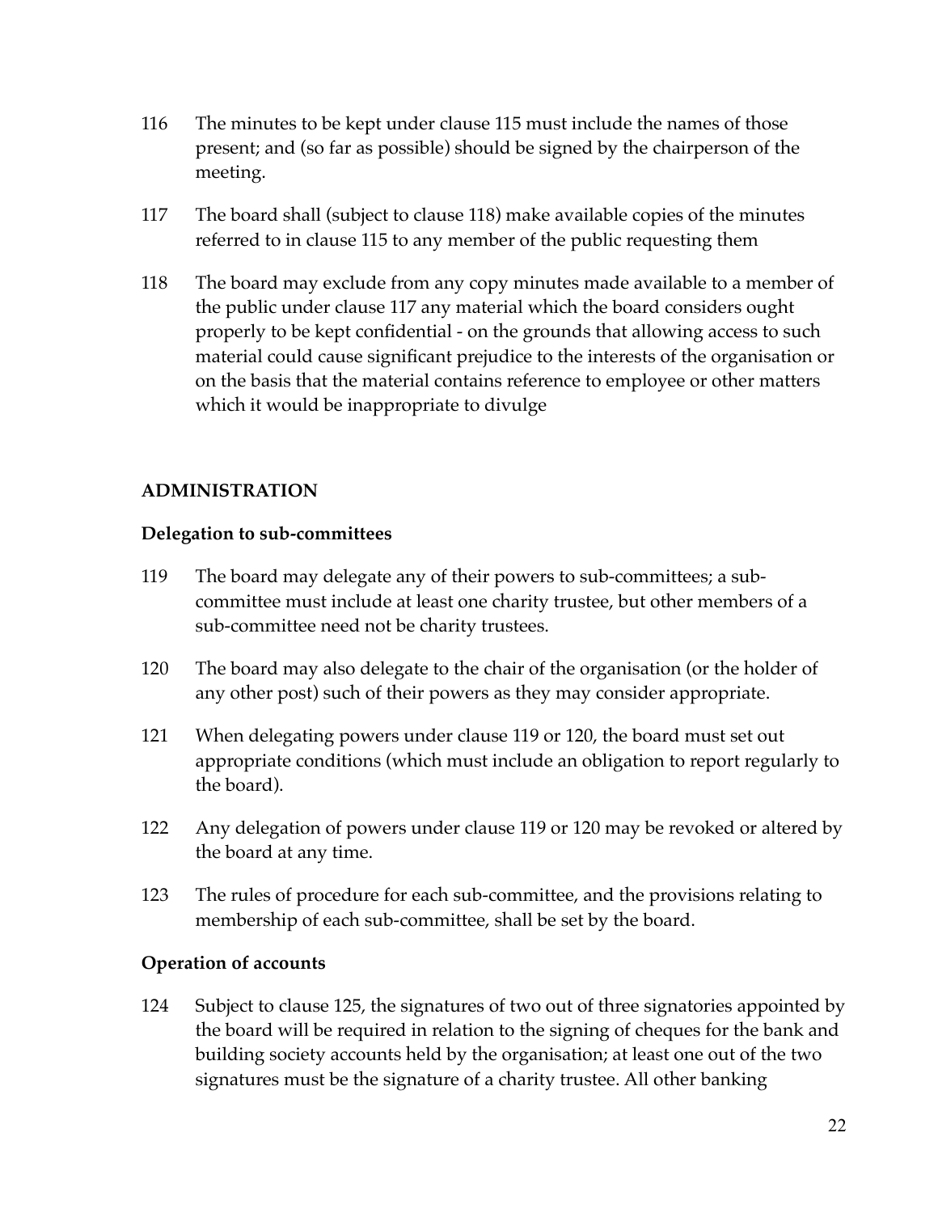116 The minutes to be kept under clause 115 must include the names of those present; and (so far as possible) should be signed by the chairperson of the meeting.

117 The board shall (subject to clause 118) make available copies of the minutes referred to in clause 115 to any member of the public requesting them

118 The board may exclude from any copy minutes made available to a member of the public under clause 117 any material which the board considers ought properly to be kept confidential - on the grounds that allowing access to such material could cause significant prejudice to the interests of the organisation or on the basis that the material contains reference to employee or other matters which it would be inappropriate to divulge

## ADMINISTRATION

### Delegation to sub-committees

119 The board may delegate any of their powers to sub-committees; a sub-committee must include at least one charity trustee, but other members of a sub-committee need not be charity trustees.

120 The board may also delegate to the chair of the organisation (or the holder of any other post) such of their powers as they may consider appropriate.

121 When delegating powers under clause 119 or 120, the board must set out appropriate conditions (which must include an obligation to report regularly to the board).

122 Any delegation of powers under clause 119 or 120 may be revoked or altered by the board at any time.

123 The rules of procedure for each sub-committee, and the provisions relating to membership of each sub-committee, shall be set by the board.

### Operation of accounts

124 Subject to clause 125, the signatures of two out of three signatories appointed by the board will be required in relation to the signing of cheques for the bank and building society accounts held by the organisation; at least one out of the two signatures must be the signature of a charity trustee. All other banking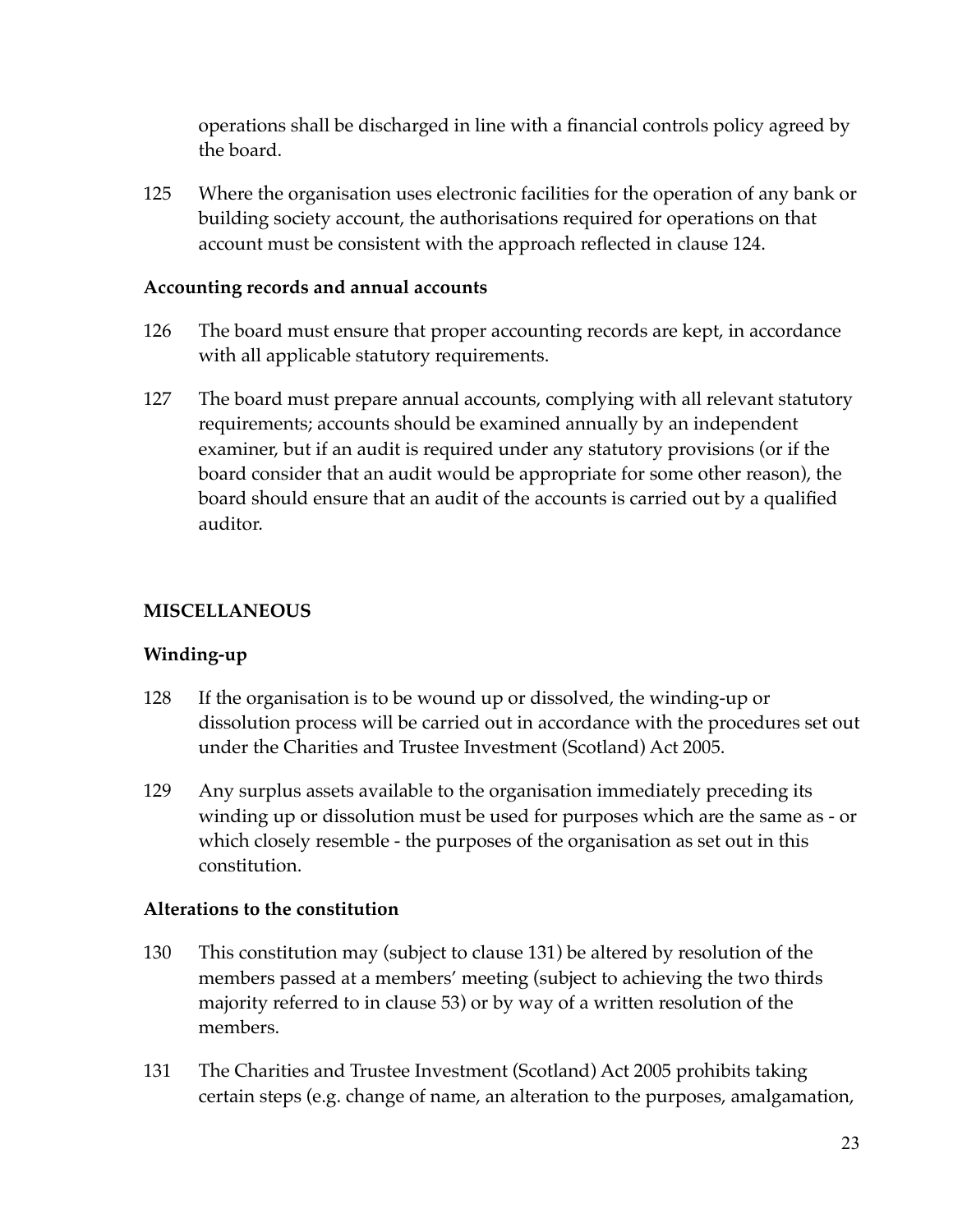operations shall be discharged in line with a financial controls policy agreed by the board.

125 Where the organisation uses electronic facilities for the operation of any bank or building society account, the authorisations required for operations on that account must be consistent with the approach reflected in clause 124.

**Accounting records and annual accounts**

126 The board must ensure that proper accounting records are kept, in accordance with all applicable statutory requirements.

127 The board must prepare annual accounts, complying with all relevant statutory requirements; accounts should be examined annually by an independent examiner, but if an audit is required under any statutory provisions (or if the board consider that an audit would be appropriate for some other reason), the board should ensure that an audit of the accounts is carried out by a qualified auditor.

## MISCELLANEOUS

**Winding-up**

128 If the organisation is to be wound up or dissolved, the winding-up or dissolution process will be carried out in accordance with the procedures set out under the Charities and Trustee Investment (Scotland) Act 2005.

129 Any surplus assets available to the organisation immediately preceding its winding up or dissolution must be used for purposes which are the same as - or which closely resemble - the purposes of the organisation as set out in this constitution.

**Alterations to the constitution**

130 This constitution may (subject to clause 131) be altered by resolution of the members passed at a members' meeting (subject to achieving the two thirds majority referred to in clause 53) or by way of a written resolution of the members.

131 The Charities and Trustee Investment (Scotland) Act 2005 prohibits taking certain steps (e.g. change of name, an alteration to the purposes, amalgamation,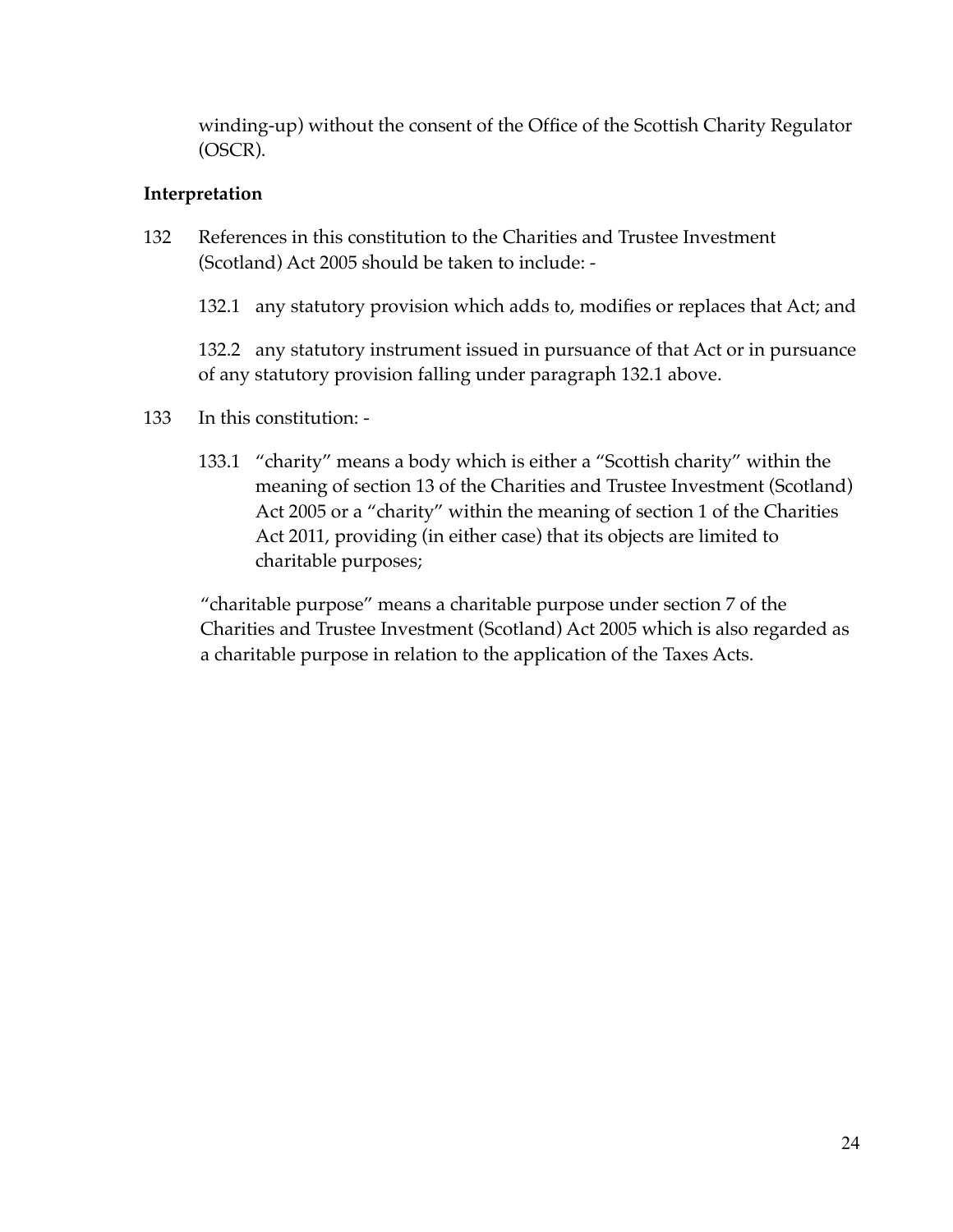winding-up) without the consent of the Office of the Scottish Charity Regulator (OSCR).

**Interpretation**

132 References in this constitution to the Charities and Trustee Investment (Scotland) Act 2005 should be taken to include: -

132.1 any statutory provision which adds to, modifies or replaces that Act; and

132.2 any statutory instrument issued in pursuance of that Act or in pursuance of any statutory provision falling under paragraph 132.1 above.

133 In this constitution: -

133.1 "charity" means a body which is either a "Scottish charity" within the meaning of section 13 of the Charities and Trustee Investment (Scotland) Act 2005 or a "charity" within the meaning of section 1 of the Charities Act 2011, providing (in either case) that its objects are limited to charitable purposes;

"charitable purpose" means a charitable purpose under section 7 of the Charities and Trustee Investment (Scotland) Act 2005 which is also regarded as a charitable purpose in relation to the application of the Taxes Acts.